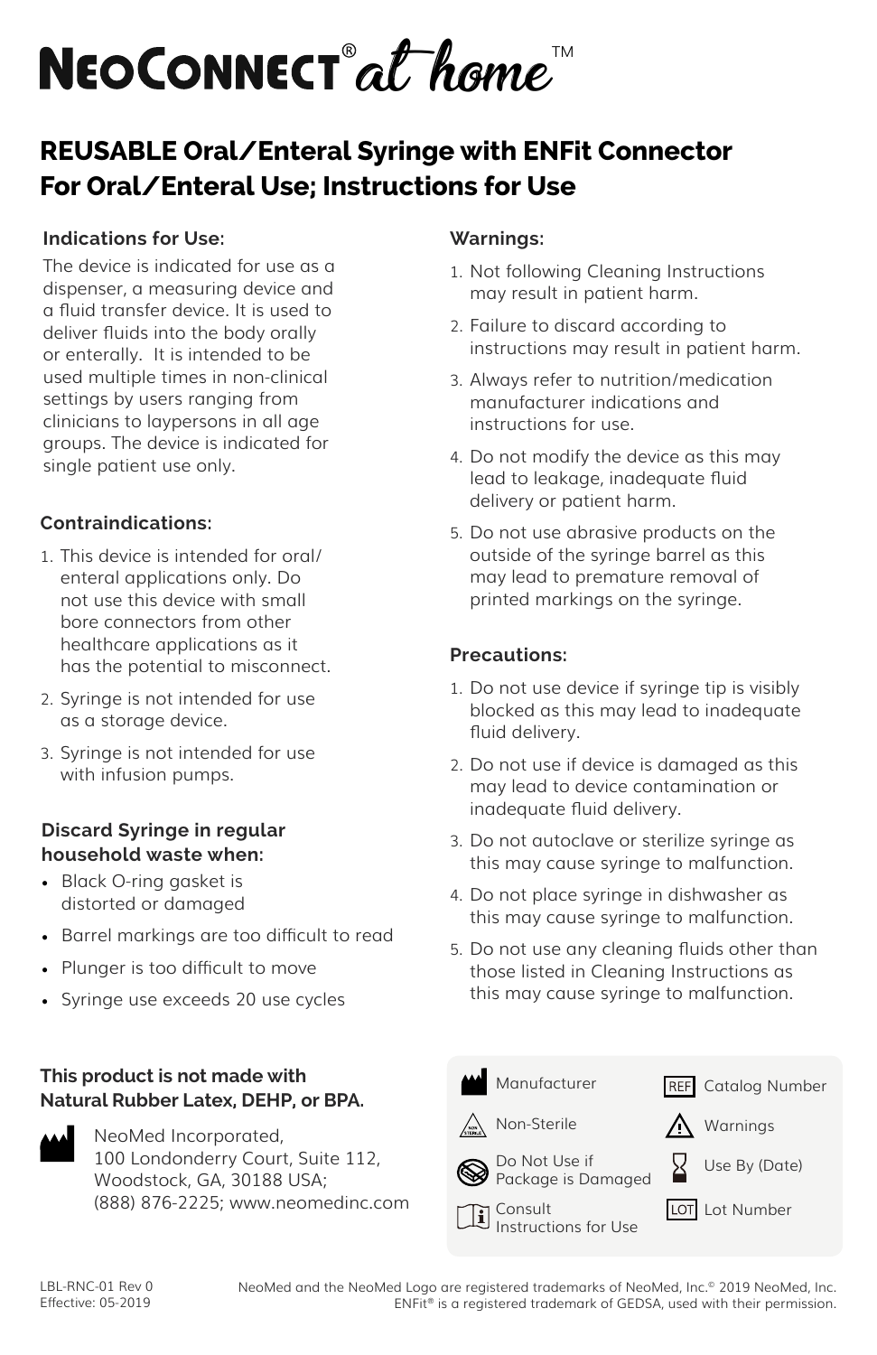# NeoConnect® at home™

## REUSABLE Oral/Enteral Syringe with ENFit Connector For Oral/Enteral Use; Instructions for Use

### Indications for Use:

The device is indicated for use as a dispenser, a measuring device and a fluid transfer device. It is used to deliver fluids into the body orally or enterally. It is intended to be used multiple times in non-clinical settings by users ranging from clinicians to laypersons in all age groups. The device is indicated for single patient use only.

### Contraindications:

1. This device is intended for oral/enteral applications only. Do not use this device with small bore connectors from other healthcare applications as it has the potential to misconnect.
2. Syringe is not intended for use as a storage device.
3. Syringe is not intended for use with infusion pumps.

### Discard Syringe in regular household waste when:

- Black O-ring gasket is distorted or damaged
- Barrel markings are too difficult to read
- Plunger is too difficult to move
- Syringe use exceeds 20 use cycles

### Warnings:

1. Not following Cleaning Instructions may result in patient harm.
2. Failure to discard according to instructions may result in patient harm.
3. Always refer to nutrition/medication manufacturer indications and instructions for use.
4. Do not modify the device as this may lead to leakage, inadequate fluid delivery or patient harm.
5. Do not use abrasive products on the outside of the syringe barrel as this may lead to premature removal of printed markings on the syringe.

### Precautions:

1. Do not use device if syringe tip is visibly blocked as this may lead to inadequate fluid delivery.
2. Do not use if device is damaged as this may lead to device contamination or inadequate fluid delivery.
3. Do not autoclave or sterilize syringe as this may cause syringe to malfunction.
4. Do not place syringe in dishwasher as this may cause syringe to malfunction.
5. Do not use any cleaning fluids other than those listed in Cleaning Instructions as this may cause syringe to malfunction.

**This product is not made with Natural Rubber Latex, DEHP, or BPA.**

NeoMed Incorporated,
100 Londonderry Court, Suite 112,
Woodstock, GA, 30188 USA;
(888) 876-2225; www.neomedinc.com

| Symbol | Meaning | Symbol | Meaning |
|---|---|---|---|
| | Manufacturer | REF | Catalog Number |
| NON STERILE | Non-Sterile | | Warnings |
| | Do Not Use if Package is Damaged | | Use By (Date) |
| | Consult Instructions for Use | LOT | Lot Number |

LBL-RNC-01 Rev 0
Effective: 05-2019

NeoMed and the NeoMed Logo are registered trademarks of NeoMed, Inc.© 2019 NeoMed, Inc.
ENFit® is a registered trademark of GEDSA, used with their permission.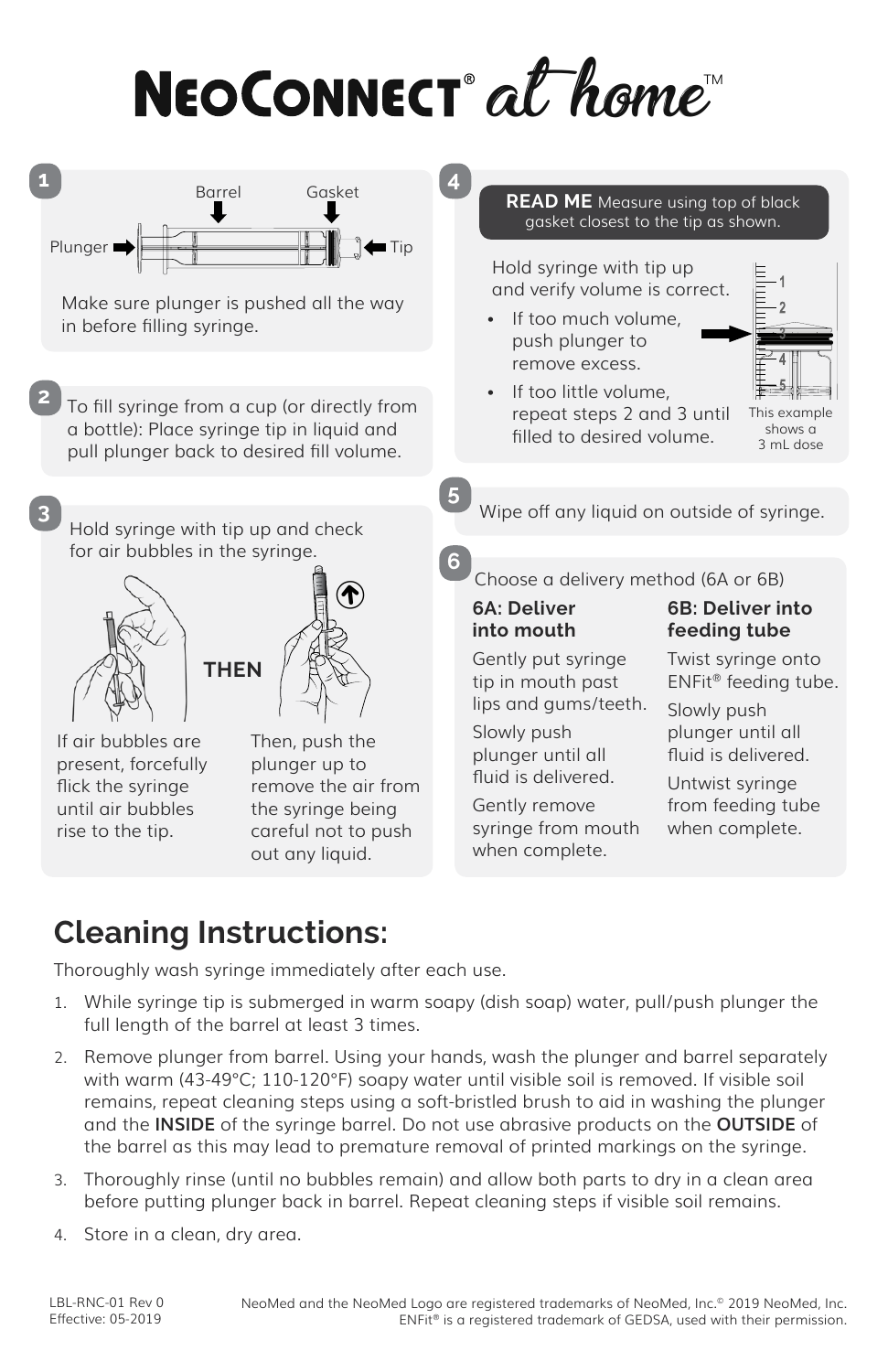# NeoConnect® at home™

**1**

Plunger — Barrel — Gasket — Tip

Make sure plunger is pushed all the way in before filling syringe.

**2**

To fill syringe from a cup (or directly from a bottle): Place syringe tip in liquid and pull plunger back to desired fill volume.

**3**

Hold syringe with tip up and check for air bubbles in the syringe.

If air bubbles are present, forcefully flick the syringe until air bubbles rise to the tip.

**THEN**

Then, push the plunger up to remove the air from the syringe being careful not to push out any liquid.

**4**

**READ ME** Measure using top of black gasket closest to the tip as shown.

Hold syringe with tip up and verify volume is correct.

- If too much volume, push plunger to remove excess.
- If too little volume, repeat steps 2 and 3 until filled to desired volume.

1
2
3
4
5

This example shows a 3 mL dose

**5**

Wipe off any liquid on outside of syringe.

**6**

Choose a delivery method (6A or 6B)

**6A: Deliver into mouth**

Gently put syringe tip in mouth past lips and gums/teeth.

Slowly push plunger until all fluid is delivered.

Gently remove syringe from mouth when complete.

**6B: Deliver into feeding tube**

Twist syringe onto ENFit® feeding tube.

Slowly push plunger until all fluid is delivered.

Untwist syringe from feeding tube when complete.

## Cleaning Instructions:

Thoroughly wash syringe immediately after each use.

1. While syringe tip is submerged in warm soapy (dish soap) water, pull/push plunger the full length of the barrel at least 3 times.
2. Remove plunger from barrel. Using your hands, wash the plunger and barrel separately with warm (43-49°C; 110-120°F) soapy water until visible soil is removed. If visible soil remains, repeat cleaning steps using a soft-bristled brush to aid in washing the plunger and the **INSIDE** of the syringe barrel. Do not use abrasive products on the **OUTSIDE** of the barrel as this may lead to premature removal of printed markings on the syringe.
3. Thoroughly rinse (until no bubbles remain) and allow both parts to dry in a clean area before putting plunger back in barrel. Repeat cleaning steps if visible soil remains.
4. Store in a clean, dry area.

LBL-RNC-01 Rev 0
Effective: 05-2019

NeoMed and the NeoMed Logo are registered trademarks of NeoMed, Inc.© 2019 NeoMed, Inc.
ENFit® is a registered trademark of GEDSA, used with their permission.